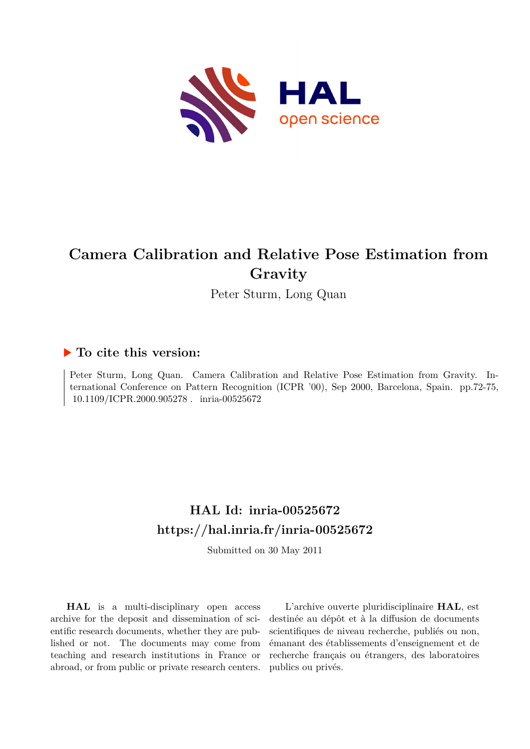# Camera Calibration and Relative Pose Estimation from Gravity

Peter Sturm, Long Quan

## ▶ To cite this version:

Peter Sturm, Long Quan. Camera Calibration and Relative Pose Estimation from Gravity. International Conference on Pattern Recognition (ICPR '00), Sep 2000, Barcelona, Spain. pp.72-75, 10.1109/ICPR.2000.905278 . inria-00525672

## HAL Id: inria-00525672
## https://hal.inria.fr/inria-00525672

Submitted on 30 May 2011

**HAL** is a multi-disciplinary open access archive for the deposit and dissemination of scientific research documents, whether they are published or not. The documents may come from teaching and research institutions in France or abroad, or from public or private research centers.

L'archive ouverte pluridisciplinaire **HAL**, est destinée au dépôt et à la diffusion de documents scientifiques de niveau recherche, publiés ou non, émanant des établissements d'enseignement et de recherche français ou étrangers, des laboratoires publics ou privés.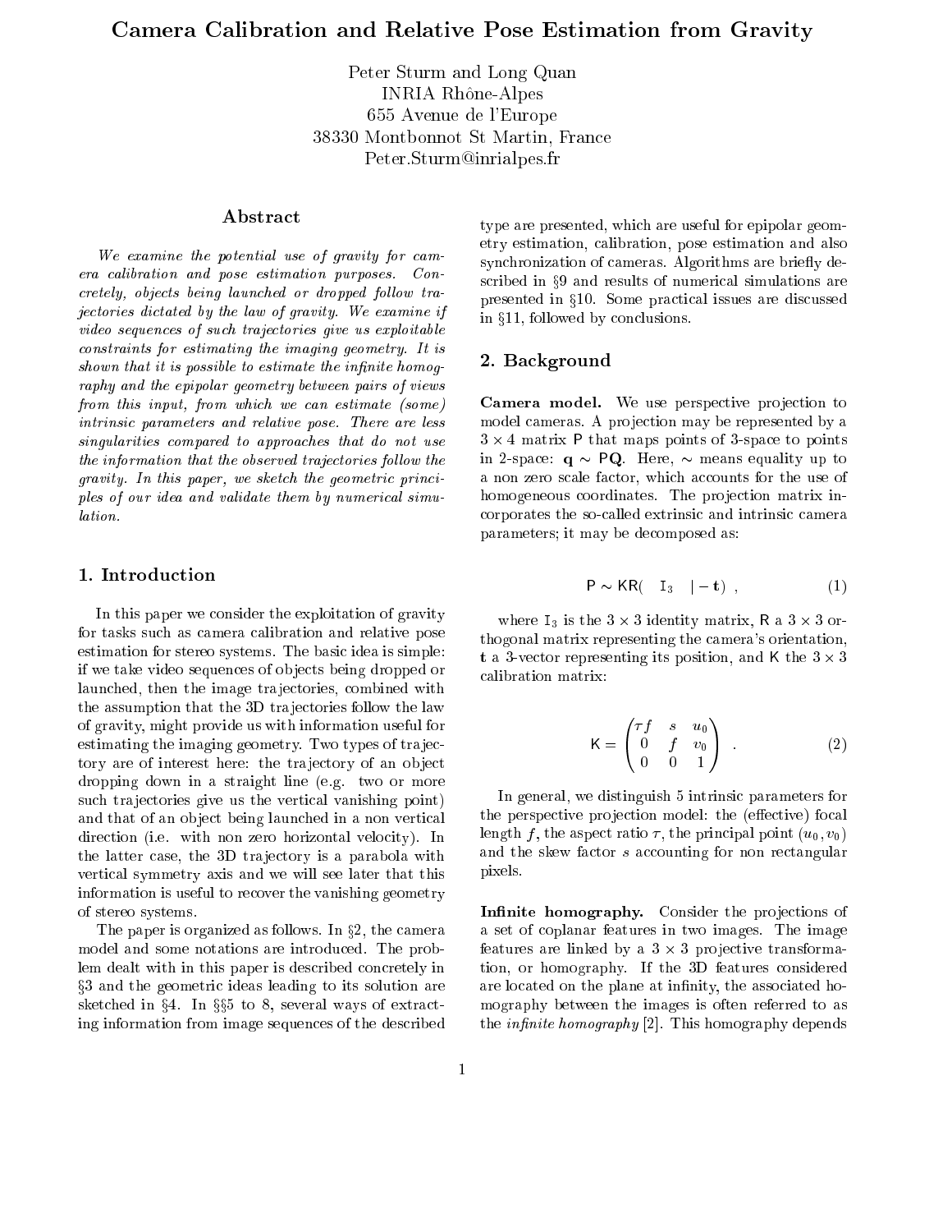# Camera Calibration and Relative Pose Estimation from Gravity

Peter Sturm and Long Quan
INRIA Rhône-Alpes
655 Avenue de l'Europe
38330 Montbonnot St Martin, France
Peter.Sturm@inrialpes.fr

## Abstract

*We examine the potential use of gravity for camera calibration and pose estimation purposes. Concretely, objects being launched or dropped follow trajectories dictated by the law of gravity. We examine if video sequences of such trajectories give us exploitable constraints for estimating the imaging geometry. It is shown that it is possible to estimate the infinite homography and the epipolar geometry between pairs of views from this input, from which we can estimate (some) intrinsic parameters and relative pose. There are less singularities compared to approaches that do not use the information that the observed trajectories follow the gravity. In this paper, we sketch the geometric principles of our idea and validate them by numerical simulation.*

## 1. Introduction

In this paper we consider the exploitation of gravity for tasks such as camera calibration and relative pose estimation for stereo systems. The basic idea is simple: if we take video sequences of objects being dropped or launched, then the image trajectories, combined with the assumption that the 3D trajectories follow the law of gravity, might provide us with information useful for estimating the imaging geometry. Two types of trajectory are of interest here: the trajectory of an object dropping down in a straight line (e.g. two or more such trajectories give us the vertical vanishing point) and that of an object being launched in a non vertical direction (i.e. with non zero horizontal velocity). In the latter case, the 3D trajectory is a parabola with vertical symmetry axis and we will see later that this information is useful to recover the vanishing geometry of stereo systems.

The paper is organized as follows. In §2, the camera model and some notations are introduced. The problem dealt with in this paper is described concretely in §3 and the geometric ideas leading to its solution are sketched in §4. In §§5 to 8, several ways of extracting information from image sequences of the described type are presented, which are useful for epipolar geometry estimation, calibration, pose estimation and also synchronization of cameras. Algorithms are briefly described in §9 and results of numerical simulations are presented in §10. Some practical issues are discussed in §11, followed by conclusions.

## 2. Background

**Camera model.** We use perspective projection to model cameras. A projection may be represented by a $3 \times 4$ matrix $\mathsf{P}$ that maps points of 3-space to points in 2-space: $\mathbf{q} \sim \mathsf{P}\mathbf{Q}$. Here, $\sim$ means equality up to a non zero scale factor, which accounts for the use of homogeneous coordinates. The projection matrix incorporates the so-called extrinsic and intrinsic camera parameters; it may be decomposed as:

$$\mathsf{P} \sim \mathsf{K}\mathsf{R}\left(\; \mathtt{I}_3 \;\; | -\mathbf{t}\right) , \qquad (1)$$

where $\mathtt{I}_3$ is the $3 \times 3$ identity matrix, $\mathsf{R}$ a $3 \times 3$ orthogonal matrix representing the camera's orientation, $\mathbf{t}$ a 3-vector representing its position, and $\mathsf{K}$ the $3 \times 3$ calibration matrix:

$$\mathsf{K} = \begin{pmatrix} \tau f & s & u_0 \\ 0 & f & v_0 \\ 0 & 0 & 1 \end{pmatrix} . \qquad (2)$$

In general, we distinguish 5 intrinsic parameters for the perspective projection model: the (effective) focal length $f$, the aspect ratio $\tau$, the principal point $(u_0, v_0)$ and the skew factor $s$ accounting for non rectangular pixels.

**Infinite homography.** Consider the projections of a set of coplanar features in two images. The image features are linked by a $3 \times 3$ projective transformation, or homography. If the 3D features considered are located on the plane at infinity, the associated homography between the images is often referred to as the *infinite homography* [2]. This homography depends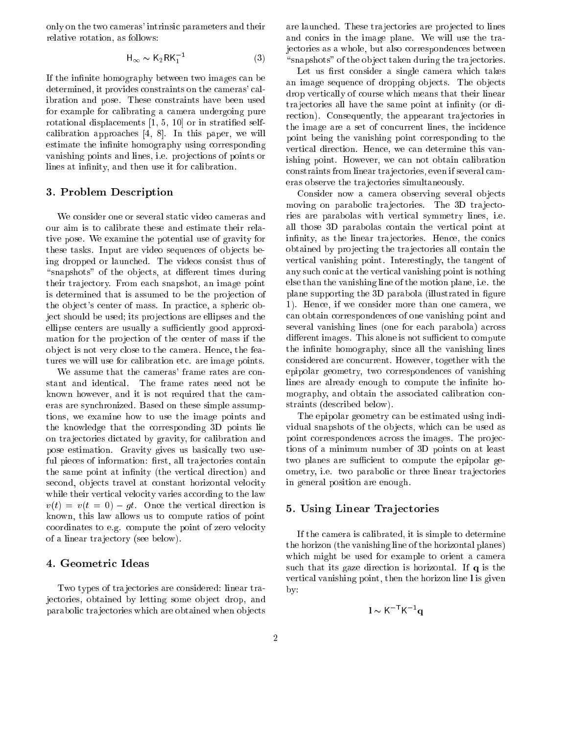only on the two cameras' intrinsic parameters and their relative rotation, as follows:

$$\mathsf{H}_\infty \sim \mathsf{K}_2 \mathsf{R} \mathsf{K}_1^{-1} \tag{3}$$

If the infinite homography between two images can be determined, it provides constraints on the cameras' calibration and pose. These constraints have been used for example for calibrating a camera undergoing pure rotational displacements [1, 5, 10] or in stratified self-calibration approaches [4, 8]. In this paper, we will estimate the infinite homography using corresponding vanishing points and lines, i.e. projections of points or lines at infinity, and then use it for calibration.

## 3. Problem Description

We consider one or several static video cameras and our aim is to calibrate these and estimate their relative pose. We examine the potential use of gravity for these tasks. Input are video sequences of objects being dropped or launched. The videos consist thus of "snapshots" of the objects, at different times during their trajectory. From each snapshot, an image point is determined that is assumed to be the projection of the object's center of mass. In practice, a spheric object should be used; its projections are ellipses and the ellipse centers are usually a sufficiently good approximation for the projection of the center of mass if the object is not very close to the camera. Hence, the features we will use for calibration etc. are image points.

We assume that the cameras' frame rates are constant and identical. The frame rates need not be known however, and it is not required that the cameras are synchronized. Based on these simple assumptions, we examine how to use the image points and the knowledge that the corresponding 3D points lie on trajectories dictated by gravity, for calibration and pose estimation. Gravity gives us basically two useful pieces of information: first, all trajectories contain the same point at infinity (the vertical direction) and second, objects travel at constant horizontal velocity while their vertical velocity varies according to the law $v(t) = v(t=0) - gt$. Once the vertical direction is known, this law allows us to compute ratios of point coordinates to e.g. compute the point of zero velocity of a linear trajectory (see below).

## 4. Geometric Ideas

Two types of trajectories are considered: linear trajectories, obtained by letting some object drop, and parabolic trajectories which are obtained when objects are launched. These trajectories are projected to lines and conics in the image plane. We will use the trajectories as a whole, but also correspondences between "snapshots" of the object taken during the trajectories.

Let us first consider a single camera which takes an image sequence of dropping objects. The objects drop vertically of course which means that their linear trajectories all have the same point at infinity (or direction). Consequently, the appearant trajectories in the image are a set of concurrent lines, the incidence point being the vanishing point corresponding to the vertical direction. Hence, we can determine this vanishing point. However, we can not obtain calibration constraints from linear trajectories, even if several cameras observe the trajectories simultaneously.

Consider now a camera observing several objects moving on parabolic trajectories. The 3D trajectories are parabolas with vertical symmetry lines, i.e. all those 3D parabolas contain the vertical point at infinity, as the linear trajectories. Hence, the conics obtained by projecting the trajectories all contain the vertical vanishing point. Interestingly, the tangent of any such conic at the vertical vanishing point is nothing else than the vanishing line of the motion plane, i.e. the plane supporting the 3D parabola (illustrated in figure 1). Hence, if we consider more than one camera, we can obtain correspondences of one vanishing point and several vanishing lines (one for each parabola) across different images. This alone is not sufficient to compute the infinite homography, since all the vanishing lines considered are concurrent. However, together with the epipolar geometry, two correspondences of vanishing lines are already enough to compute the infinite homography, and obtain the associated calibration constraints (described below).

The epipolar geometry can be estimated using individual snapshots of the objects, which can be used as point correspondences across the images. The projections of a minimum number of 3D points on at least two planes are sufficient to compute the epipolar geometry, i.e. two parabolic or three linear trajectories in general position are enough.

## 5. Using Linear Trajectories

If the camera is calibrated, it is simple to determine the horizon (the vanishing line of the horizontal planes) which might be used for example to orient a camera such that its gaze direction is horizontal. If $\mathbf{q}$ is the vertical vanishing point, then the horizon line $\mathbf{l}$ is given by:

$$\mathbf{l} \sim \mathsf{K}^{-\mathsf{T}} \mathsf{K}^{-1} \mathbf{q}$$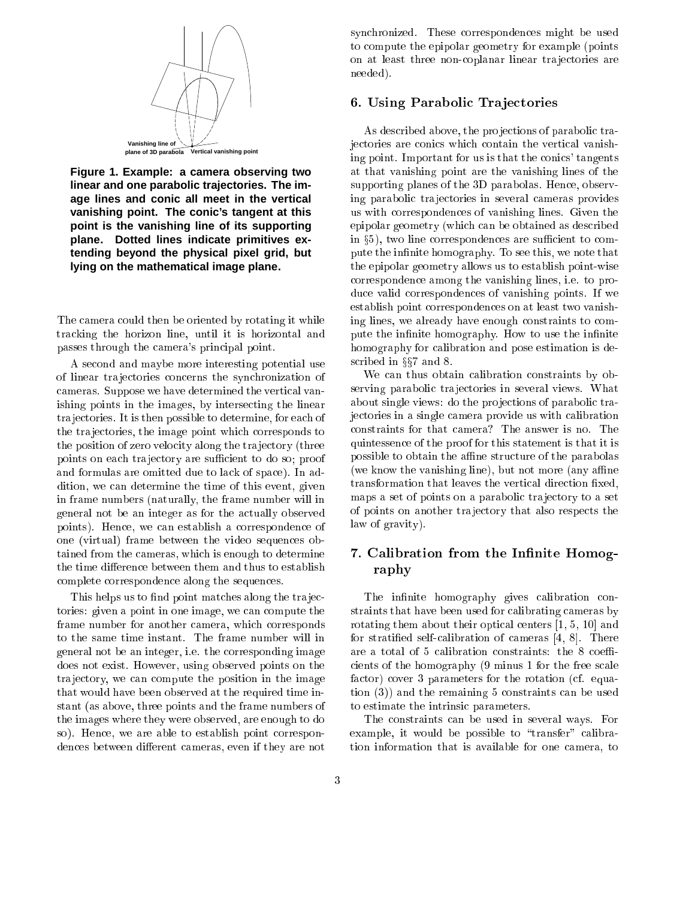Vanishing line of plane of 3D parabola Vertical vanishing point

**Figure 1. Example: a camera observing two linear and one parabolic trajectories. The image lines and conic all meet in the vertical vanishing point. The conic's tangent at this point is the vanishing line of its supporting plane. Dotted lines indicate primitives extending beyond the physical pixel grid, but lying on the mathematical image plane.**

The camera could then be oriented by rotating it while tracking the horizon line, until it is horizontal and passes through the camera's principal point.

A second and maybe more interesting potential use of linear trajectories concerns the synchronization of cameras. Suppose we have determined the vertical vanishing points in the images, by intersecting the linear trajectories. It is then possible to determine, for each of the trajectories, the image point which corresponds to the position of zero velocity along the trajectory (three points on each trajectory are sufficient to do so; proof and formulas are omitted due to lack of space). In addition, we can determine the time of this event, given in frame numbers (naturally, the frame number will in general not be an integer as for the actually observed points). Hence, we can establish a correspondence of one (virtual) frame between the video sequences obtained from the cameras, which is enough to determine the time difference between them and thus to establish complete correspondence along the sequences.

This helps us to find point matches along the trajectories: given a point in one image, we can compute the frame number for another camera, which corresponds to the same time instant. The frame number will in general not be an integer, i.e. the corresponding image does not exist. However, using observed points on the trajectory, we can compute the position in the image that would have been observed at the required time instant (as above, three points and the frame numbers of the images where they were observed, are enough to do so). Hence, we are able to establish point correspondences between different cameras, even if they are not synchronized. These correspondences might be used to compute the epipolar geometry for example (points on at least three non-coplanar linear trajectories are needed).

## 6. Using Parabolic Trajectories

As described above, the projections of parabolic trajectories are conics which contain the vertical vanishing point. Important for us is that the conics' tangents at that vanishing point are the vanishing lines of the supporting planes of the 3D parabolas. Hence, observing parabolic trajectories in several cameras provides us with correspondences of vanishing lines. Given the epipolar geometry (which can be obtained as described in §5), two line correspondences are sufficient to compute the infinite homography. To see this, we note that the epipolar geometry allows us to establish point-wise correspondence among the vanishing lines, i.e. to produce valid correspondences of vanishing points. If we establish point correspondences on at least two vanishing lines, we already have enough constraints to compute the infinite homography. How to use the infinite homography for calibration and pose estimation is described in §§7 and 8.

We can thus obtain calibration constraints by observing parabolic trajectories in several views. What about single views: do the projections of parabolic trajectories in a single camera provide us with calibration constraints for that camera? The answer is no. The quintessence of the proof for this statement is that it is possible to obtain the affine structure of the parabolas (we know the vanishing line), but not more (any affine transformation that leaves the vertical direction fixed, maps a set of points on a parabolic trajectory to a set of points on another trajectory that also respects the law of gravity).

## 7. Calibration from the Infinite Homography

The infinite homography gives calibration constraints that have been used for calibrating cameras by rotating them about their optical centers [1, 5, 10] and for stratified self-calibration of cameras [4, 8]. There are a total of 5 calibration constraints: the 8 coefficients of the homography (9 minus 1 for the free scale factor) cover 3 parameters for the rotation (cf. equation (3)) and the remaining 5 constraints can be used to estimate the intrinsic parameters.

The constraints can be used in several ways. For example, it would be possible to "transfer" calibration information that is available for one camera, to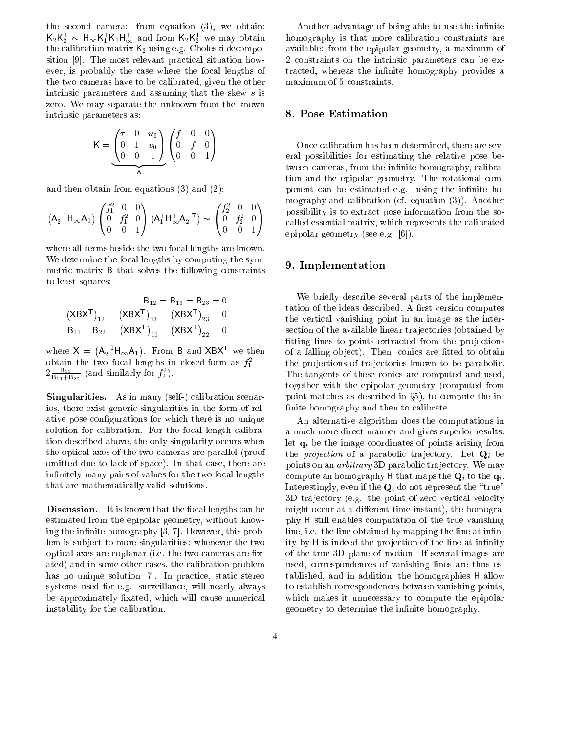the second camera: from equation (3), we obtain: $\mathsf{K}_2\mathsf{K}_2^\mathsf{T} \sim \mathsf{H}_\infty \mathsf{K}_1^\mathsf{T}\mathsf{K}_1\mathsf{H}_\infty^\mathsf{T}$ and from $\mathsf{K}_2\mathsf{K}_2^\mathsf{T}$ we may obtain the calibration matrix $\mathsf{K}_2$ using e.g. Choleski decomposition [9]. The most relevant practical situation however, is probably the case where the focal lengths of the two cameras have to be calibrated, given the other intrinsic parameters and assuming that the skew $s$ is zero. We may separate the unknown from the known intrinsic parameters as:

$$\mathsf{K} = \underbrace{\begin{pmatrix} \tau & 0 & u_0 \\ 0 & 1 & v_0 \\ 0 & 0 & 1 \end{pmatrix}}_{\mathsf{A}} \begin{pmatrix} f & 0 & 0 \\ 0 & f & 0 \\ 0 & 0 & 1 \end{pmatrix}$$

and then obtain from equations (3) and (2):

$$\left(\mathsf{A}_2^{-1}\mathsf{H}_\infty \mathsf{A}_1\right) \begin{pmatrix} f_1^2 & 0 & 0 \\ 0 & f_1^2 & 0 \\ 0 & 0 & 1 \end{pmatrix} \left(\mathsf{A}_1^\mathsf{T}\mathsf{H}_\infty^\mathsf{T}\mathsf{A}_2^{-\mathsf{T}}\right) \sim \begin{pmatrix} f_2^2 & 0 & 0 \\ 0 & f_2^2 & 0 \\ 0 & 0 & 1 \end{pmatrix}$$

where all terms beside the two focal lengths are known. We determine the focal lengths by computing the symmetric matrix $\mathsf{B}$ that solves the following constraints to least squares:

$$\mathsf{B}_{12} = \mathsf{B}_{13} = \mathsf{B}_{23} = 0$$
$$\left(\mathsf{X}\mathsf{B}\mathsf{X}^\mathsf{T}\right)_{12} = \left(\mathsf{X}\mathsf{B}\mathsf{X}^\mathsf{T}\right)_{13} = \left(\mathsf{X}\mathsf{B}\mathsf{X}^\mathsf{T}\right)_{23} = 0$$
$$\mathsf{B}_{11} - \mathsf{B}_{22} = \left(\mathsf{X}\mathsf{B}\mathsf{X}^\mathsf{T}\right)_{11} - \left(\mathsf{X}\mathsf{B}\mathsf{X}^\mathsf{T}\right)_{22} = 0$$

where $\mathsf{X} = \left(\mathsf{A}_2^{-1}\mathsf{H}_\infty \mathsf{A}_1\right)$. From $\mathsf{B}$ and $\mathsf{X}\mathsf{B}\mathsf{X}^\mathsf{T}$ we then obtain the two focal lengths in closed-form as $f_1^2 = 2\frac{\mathsf{B}_{33}}{\mathsf{B}_{11}+\mathsf{B}_{22}}$ (and similarly for $f_2^2$).

**Singularities.** As in many (self-) calibration scenarios, there exist generic singularities in the form of relative pose configurations for which there is no unique solution for calibration. For the focal length calibration described above, the only singularity occurs when the optical axes of the two cameras are parallel (proof omitted due to lack of space). In that case, there are infinitely many pairs of values for the two focal lengths that are mathematically valid solutions.

**Discussion.** It is known that the focal lengths can be estimated from the epipolar geometry, without knowing the infinite homography [3, 7]. However, this problem is subject to more singularities: whenever the two optical axes are coplanar (i.e. the two cameras are fixated) and in some other cases, the calibration problem has no unique solution [7]. In practice, static stereo systems used for e.g. surveillance, will nearly always be approximately fixated, which will cause numerical instability for the calibration.

Another advantage of being able to use the infinite homography is that more calibration constraints are available: from the epipolar geometry, a maximum of 2 constraints on the intrinsic parameters can be extracted, whereas the infinite homography provides a maximum of 5 constraints.

## 8. Pose Estimation

Once calibration has been determined, there are several possibilities for estimating the relative pose between cameras, from the infinite homography, calibration and the epipolar geometry. The rotational component can be estimated e.g. using the infinite homography and calibration (cf. equation (3)). Another possibility is to extract pose information from the so-called essential matrix, which represents the calibrated epipolar geometry (see e.g. [6]).

## 9. Implementation

We briefly describe several parts of the implementation of the ideas described. A first version computes the vertical vanishing point in an image as the intersection of the available linear trajectories (obtained by fitting lines to points extracted from the projections of a falling object). Then, conics are fitted to obtain the projections of trajectories known to be parabolic. The tangents of these conics are computed and used, together with the epipolar geometry (computed from point matches as described in §5), to compute the infinite homography and then to calibrate.

An alternative algorithm does the computations in a much more direct manner and gives superior results: let $\mathbf{q}_i$ be the image coordinates of points arising from the *projection* of a parabolic trajectory. Let $\mathbf{Q}_i$ be points on an *arbitrary* 3D parabolic trajectory. We may compute an homography $\mathsf{H}$ that maps the $\mathbf{Q}_i$ to the $\mathbf{q}_i$. Interestingly, even if the $\mathbf{Q}_i$ do not represent the "true" 3D trajectory (e.g. the point of zero vertical velocity might occur at a different time instant), the homography $\mathsf{H}$ still enables computation of the true vanishing line, i.e. the line obtained by mapping the line at infinity by $\mathsf{H}$ is indeed the projection of the line at infinity of the true 3D plane of motion. If several images are used, correspondences of vanishing lines are thus established, and in addition, the homographies $\mathsf{H}$ allow to establish correspondences between vanishing points, which makes it unnecessary to compute the epipolar geometry to determine the infinite homography.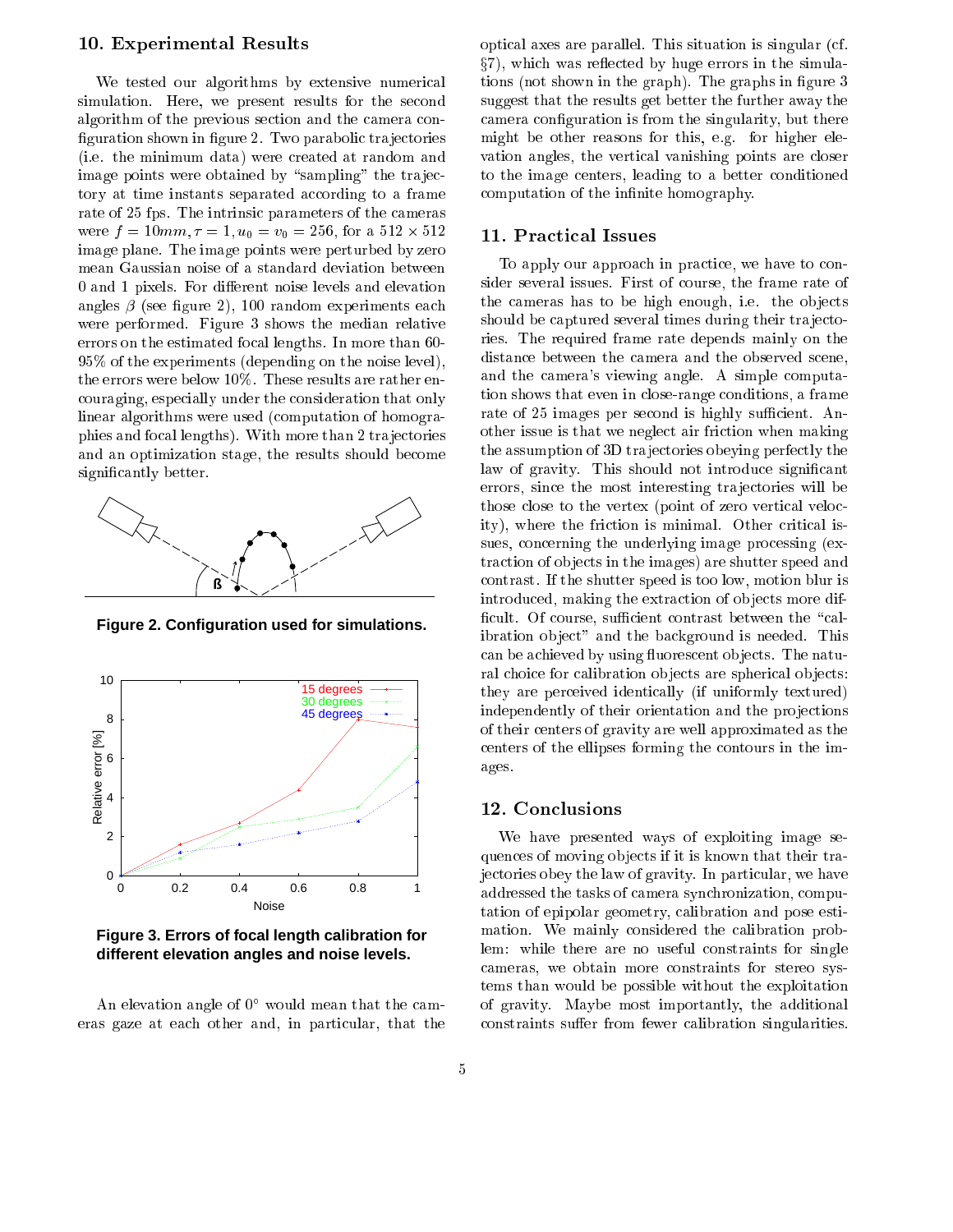## 10. Experimental Results

We tested our algorithms by extensive numerical simulation. Here, we present results for the second algorithm of the previous section and the camera configuration shown in figure 2. Two parabolic trajectories (i.e. the minimum data) were created at random and image points were obtained by "sampling" the trajectory at time instants separated according to a frame rate of 25 fps. The intrinsic parameters of the cameras were $f = 10mm, \tau = 1, u_0 = v_0 = 256$, for a $512 \times 512$ image plane. The image points were perturbed by zero mean Gaussian noise of a standard deviation between 0 and 1 pixels. For different noise levels and elevation angles $\beta$ (see figure 2), 100 random experiments each were performed. Figure 3 shows the median relative errors on the estimated focal lengths. In more than 60-95% of the experiments (depending on the noise level), the errors were below 10%. These results are rather encouraging, especially under the consideration that only linear algorithms were used (computation of homographies and focal lengths). With more than 2 trajectories and an optimization stage, the results should become significantly better.

**Figure 2. Configuration used for simulations.**

**Figure 3. Errors of focal length calibration for different elevation angles and noise levels.**

An elevation angle of $0°$ would mean that the cameras gaze at each other and, in particular, that the optical axes are parallel. This situation is singular (cf. §7), which was reflected by huge errors in the simulations (not shown in the graph). The graphs in figure 3 suggest that the results get better the further away the camera configuration is from the singularity, but there might be other reasons for this, e.g. for higher elevation angles, the vertical vanishing points are closer to the image centers, leading to a better conditioned computation of the infinite homography.

## 11. Practical Issues

To apply our approach in practice, we have to consider several issues. First of course, the frame rate of the cameras has to be high enough, i.e. the objects should be captured several times during their trajectories. The required frame rate depends mainly on the distance between the camera and the observed scene, and the camera's viewing angle. A simple computation shows that even in close-range conditions, a frame rate of 25 images per second is highly sufficient. Another issue is that we neglect air friction when making the assumption of 3D trajectories obeying perfectly the law of gravity. This should not introduce significant errors, since the most interesting trajectories will be those close to the vertex (point of zero vertical velocity), where the friction is minimal. Other critical issues, concerning the underlying image processing (extraction of objects in the images) are shutter speed and contrast. If the shutter speed is too low, motion blur is introduced, making the extraction of objects more difficult. Of course, sufficient contrast between the "calibration object" and the background is needed. This can be achieved by using fluorescent objects. The natural choice for calibration objects are spherical objects: they are perceived identically (if uniformly textured) independently of their orientation and the projections of their centers of gravity are well approximated as the centers of the ellipses forming the contours in the images.

## 12. Conclusions

We have presented ways of exploiting image sequences of moving objects if it is known that their trajectories obey the law of gravity. In particular, we have addressed the tasks of camera synchronization, computation of epipolar geometry, calibration and pose estimation. We mainly considered the calibration problem: while there are no useful constraints for single cameras, we obtain more constraints for stereo systems than would be possible without the exploitation of gravity. Maybe most importantly, the additional constraints suffer from fewer calibration singularities.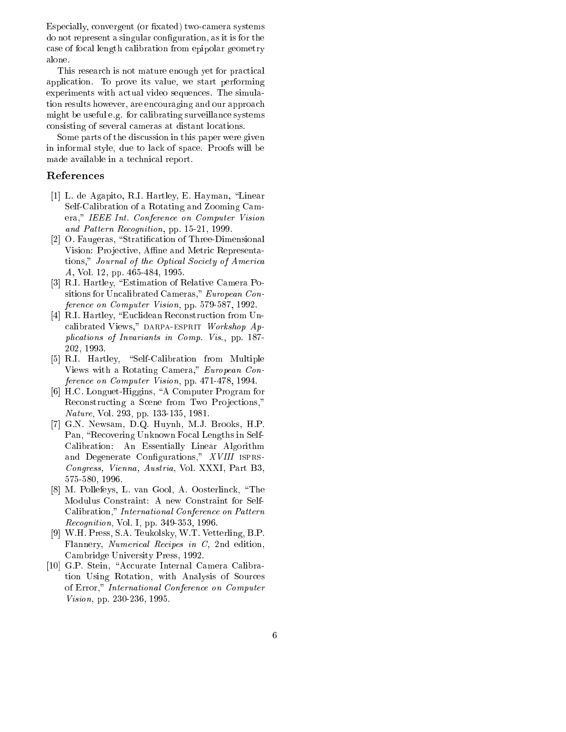Especially, convergent (or fixated) two-camera systems do not represent a singular configuration, as it is for the case of focal length calibration from epipolar geometry alone.

This research is not mature enough yet for practical application. To prove its value, we start performing experiments with actual video sequences. The simulation results however, are encouraging and our approach might be useful e.g. for calibrating surveillance systems consisting of several cameras at distant locations.

Some parts of the discussion in this paper were given in informal style, due to lack of space. Proofs will be made available in a technical report.

## References

[1] L. de Agapito, R.I. Hartley, E. Hayman, "Linear Self-Calibration of a Rotating and Zooming Camera," *IEEE Int. Conference on Computer Vision and Pattern Recognition*, pp. 15-21, 1999.

[2] O. Faugeras, "Stratification of Three-Dimensional Vision: Projective, Affine and Metric Representations," *Journal of the Optical Society of America A*, Vol. 12, pp. 465-484, 1995.

[3] R.I. Hartley, "Estimation of Relative Camera Positions for Uncalibrated Cameras," *European Conference on Computer Vision*, pp. 579-587, 1992.

[4] R.I. Hartley, "Euclidean Reconstruction from Uncalibrated Views," DARPA-ESPRIT *Workshop Applications of Invariants in Comp. Vis.*, pp. 187-202, 1993.

[5] R.I. Hartley, "Self-Calibration from Multiple Views with a Rotating Camera," *European Conference on Computer Vision*, pp. 471-478, 1994.

[6] H.C. Longuet-Higgins, "A Computer Program for Reconstructing a Scene from Two Projections," *Nature*, Vol. 293, pp. 133-135, 1981.

[7] G.N. Newsam, D.Q. Huynh, M.J. Brooks, H.P. Pan, "Recovering Unknown Focal Lengths in Self-Calibration: An Essentially Linear Algorithm and Degenerate Configurations," *XVIII* ISPRS-*Congress, Vienna, Austria*, Vol. XXXI, Part B3, 575-580, 1996.

[8] M. Pollefeys, L. van Gool, A. Oosterlinck, "The Modulus Constraint: A new Constraint for Self-Calibration," *International Conference on Pattern Recognition*, Vol. I, pp. 349-353, 1996.

[9] W.H. Press, S.A. Teukolsky, W.T. Vetterling, B.P. Flannery, *Numerical Recipes in C,* 2nd edition, Cambridge University Press, 1992.

[10] G.P. Stein, "Accurate Internal Camera Calibration Using Rotation, with Analysis of Sources of Error," *International Conference on Computer Vision*, pp. 230-236, 1995.